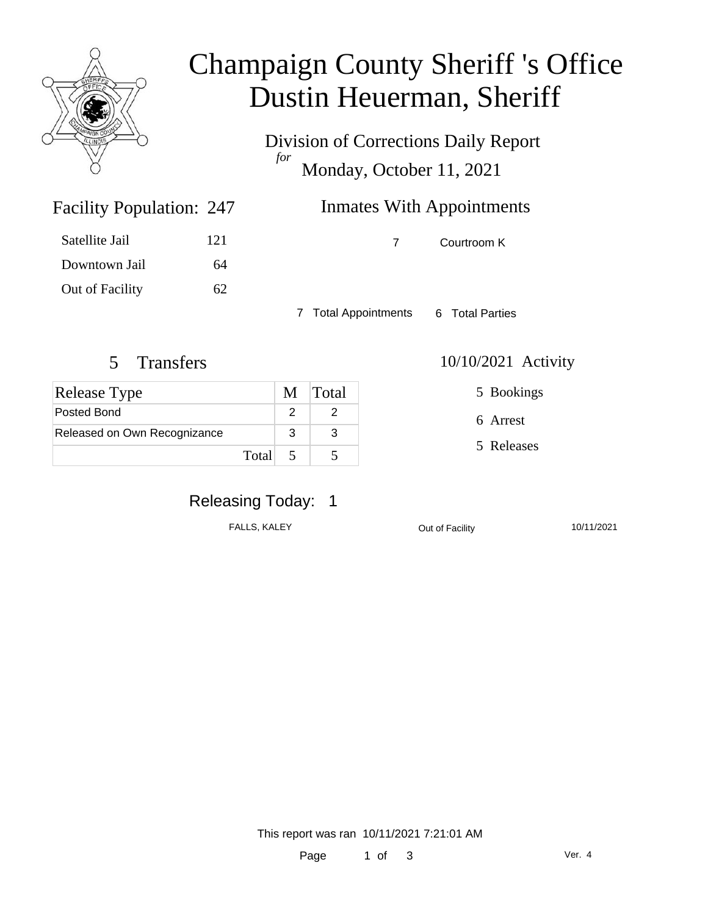# Champaign County Sheriff 's Office
# Dustin Heuerman, Sheriff

Division of Corrections Daily Report
*for*
Monday, October 11, 2021

## Facility Population: 247

| | |
|---|---|
| Satellite Jail | 121 |
| Downtown Jail | 64 |
| Out of Facility | 62 |

## Inmates With Appointments

| | |
|---|---|
| 7 | Courtroom K |

7 Total Appointments    6 Total Parties

## 5 Transfers

| Release Type | M | Total |
|---|---|---|
| Posted Bond | 2 | 2 |
| Released on Own Recognizance | 3 | 3 |
| Total | 5 | 5 |

## 10/10/2021 Activity

5 Bookings

6 Arrest

5 Releases

## Releasing Today: 1

| | | |
|---|---|---|
| FALLS, KALEY | Out of Facility | 10/11/2021 |

This report was ran 10/11/2021 7:21:01 AM

Ver. 4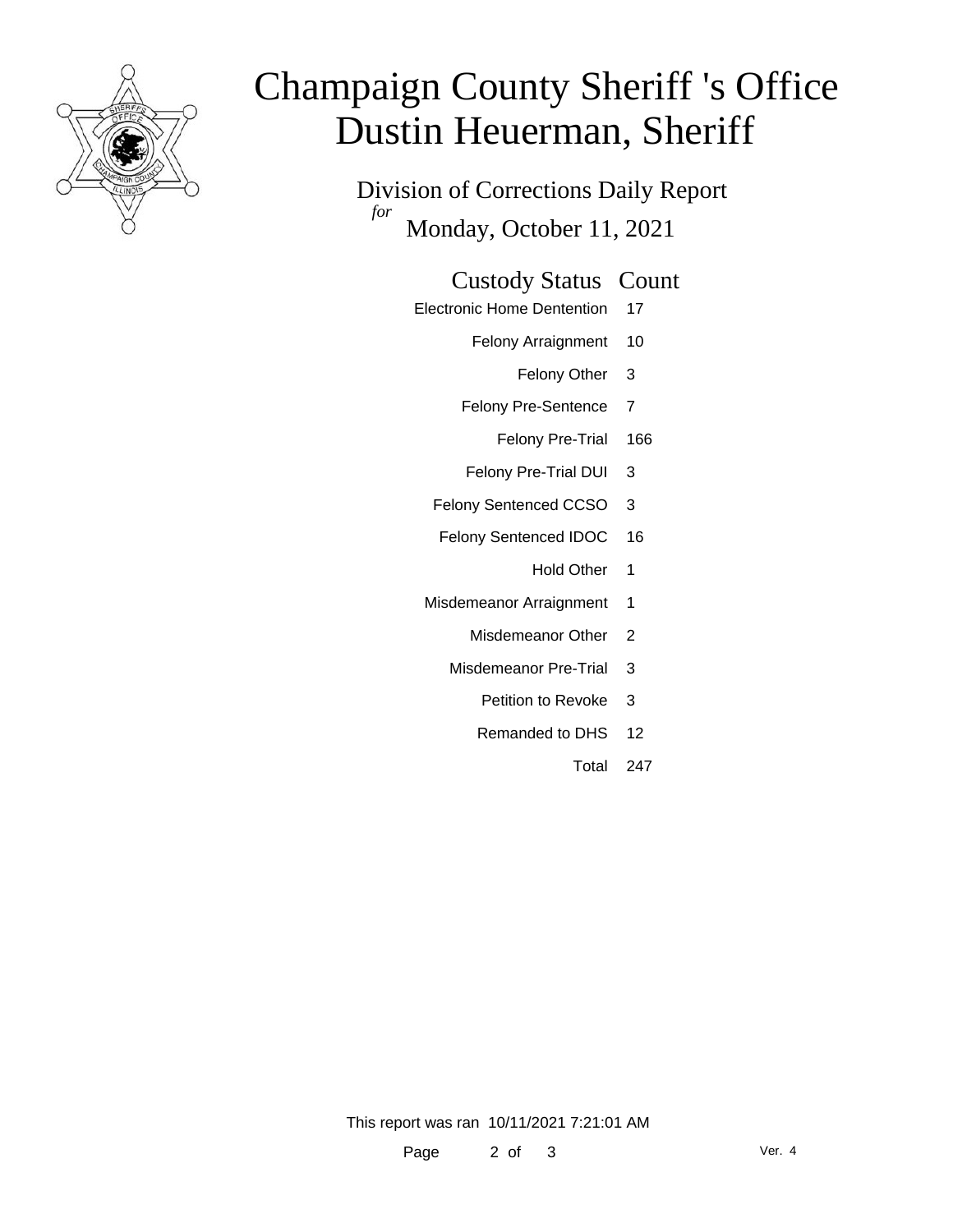# Champaign County Sheriff 's Office
# Dustin Heuerman, Sheriff

Division of Corrections Daily Report

*for* Monday, October 11, 2021

| Custody Status | Count |
|---|---|
| Electronic Home Dentention | 17 |
| Felony Arraignment | 10 |
| Felony Other | 3 |
| Felony Pre-Sentence | 7 |
| Felony Pre-Trial | 166 |
| Felony Pre-Trial DUI | 3 |
| Felony Sentenced CCSO | 3 |
| Felony Sentenced IDOC | 16 |
| Hold Other | 1 |
| Misdemeanor Arraignment | 1 |
| Misdemeanor Other | 2 |
| Misdemeanor Pre-Trial | 3 |
| Petition to Revoke | 3 |
| Remanded to DHS | 12 |
| Total | 247 |

This report was ran 10/11/2021 7:21:01 AM

Ver. 4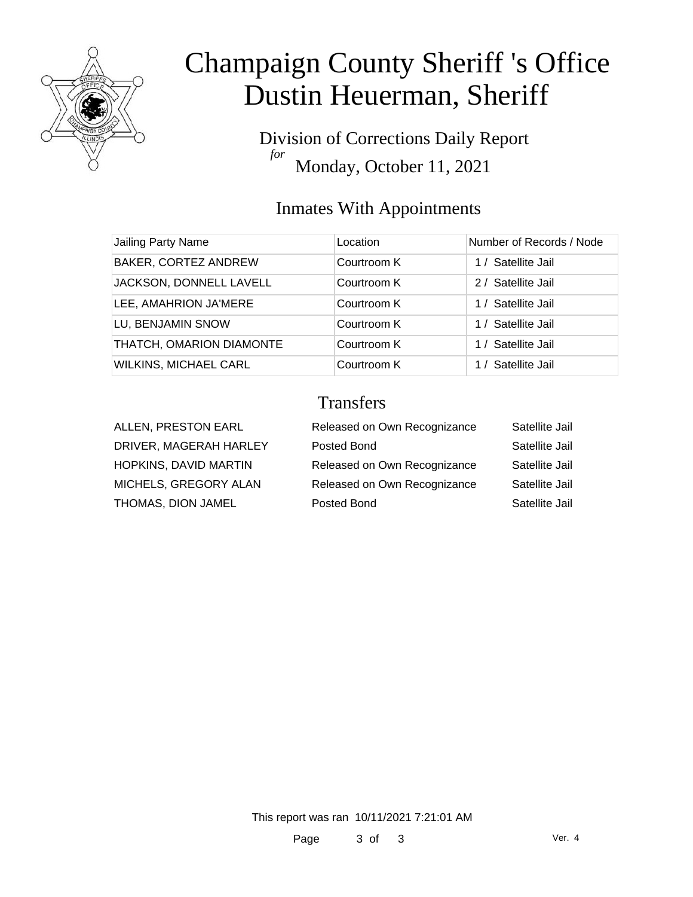# Champaign County Sheriff 's Office
# Dustin Heuerman, Sheriff

Division of Corrections Daily Report
*for*
Monday, October 11, 2021

## Inmates With Appointments

| Jailing Party Name | Location | Number of Records / Node |
|---|---|---|
| BAKER, CORTEZ ANDREW | Courtroom K | 1 / Satellite Jail |
| JACKSON, DONNELL LAVELL | Courtroom K | 2 / Satellite Jail |
| LEE, AMAHRION JA'MERE | Courtroom K | 1 / Satellite Jail |
| LU, BENJAMIN SNOW | Courtroom K | 1 / Satellite Jail |
| THATCH, OMARION DIAMONTE | Courtroom K | 1 / Satellite Jail |
| WILKINS, MICHAEL CARL | Courtroom K | 1 / Satellite Jail |

## Transfers

| | | |
|---|---|---|
| ALLEN, PRESTON EARL | Released on Own Recognizance | Satellite Jail |
| DRIVER, MAGERAH HARLEY | Posted Bond | Satellite Jail |
| HOPKINS, DAVID MARTIN | Released on Own Recognizance | Satellite Jail |
| MICHELS, GREGORY ALAN | Released on Own Recognizance | Satellite Jail |
| THOMAS, DION JAMEL | Posted Bond | Satellite Jail |

This report was ran 10/11/2021 7:21:01 AM

Ver. 4